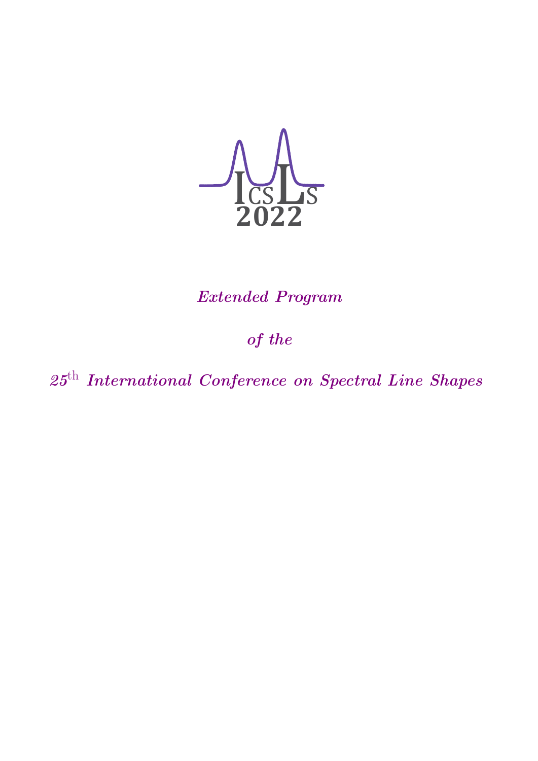ICSLS
2022

*Extended Program*

*of the*

*25$^{\text{th}}$ International Conference on Spectral Line Shapes*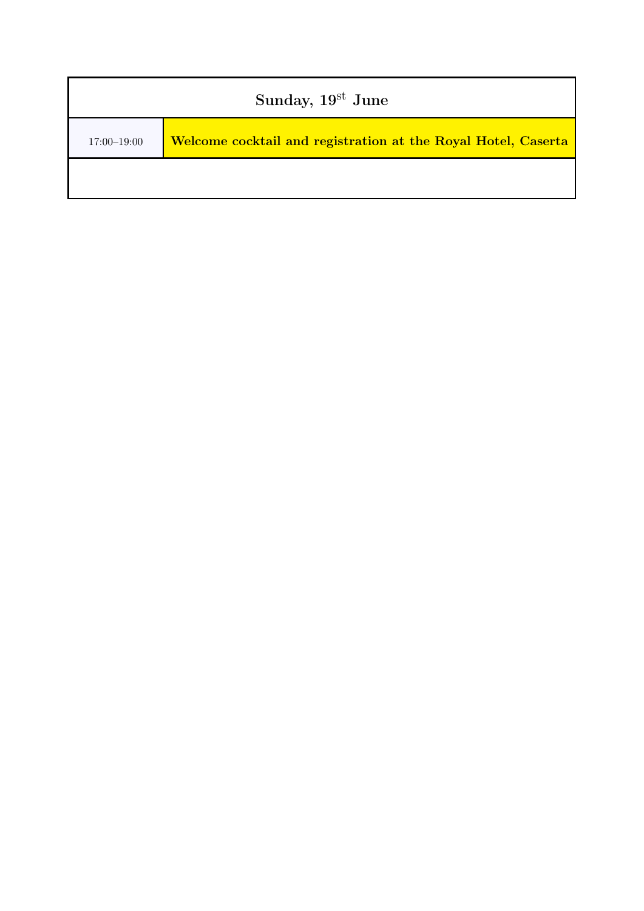| Sunday, 19st June | |
| --- | --- |
| 17:00–19:00 | **Welcome cocktail and registration at the Royal Hotel, Caserta** |
| | |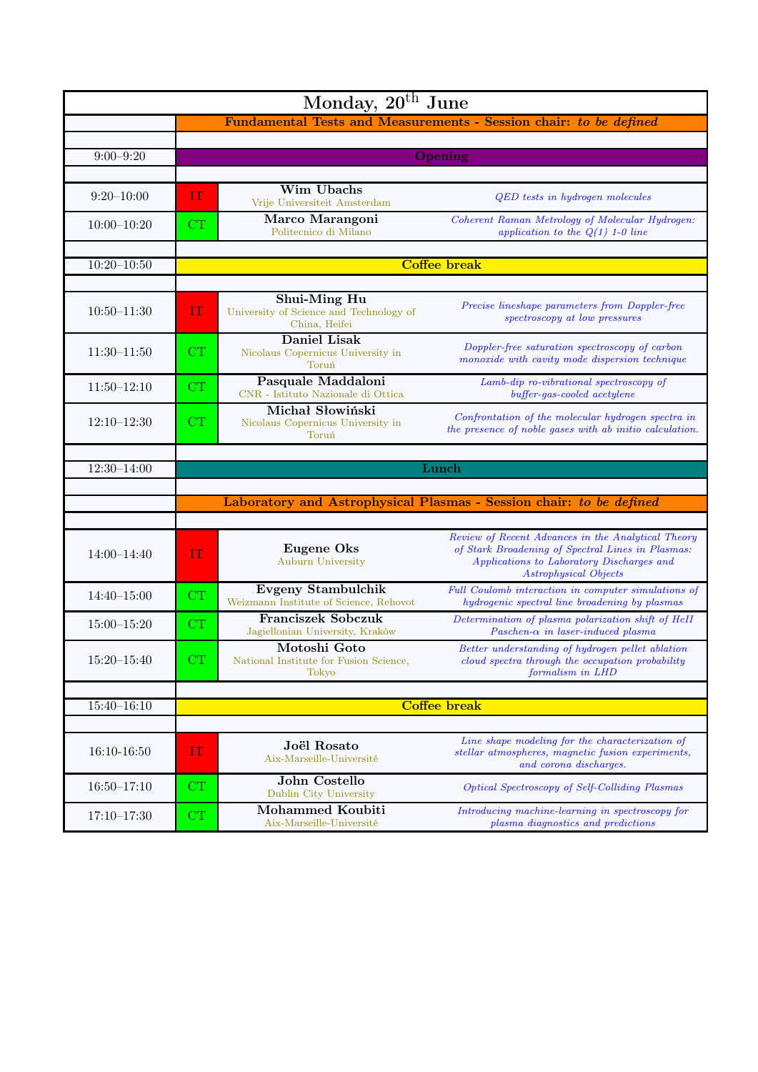# Monday, 20th June

| Time | Type | Speaker | Title |
|---|---|---|---|
| | **Fundamental Tests and Measurements - Session chair:** ***to be defined*** | | |
| 9:00–9:20 | **Opening** | | |
| 9:20–10:00 | IT | **Wim Ubachs** Vrije Universiteit Amsterdam | *QED tests in hydrogen molecules* |
| 10:00–10:20 | CT | **Marco Marangoni** Politecnico di Milano | *Coherent Raman Metrology of Molecular Hydrogen: application to the Q(1) 1-0 line* |
| 10:20–10:50 | **Coffee break** | | |
| 10:50–11:30 | IT | **Shui-Ming Hu** University of Science and Technology of China, Heifei | *Precise lineshape parameters from Doppler-free spectroscopy at low pressures* |
| 11:30–11:50 | CT | **Daniel Lisak** Nicolaus Copernicus University in Toruń | *Doppler-free saturation spectroscopy of carbon monoxide with cavity mode dispersion technique* |
| 11:50–12:10 | CT | **Pasquale Maddaloni** CNR - Istituto Nazionale di Ottica | *Lamb-dip ro-vibrational spectroscopy of buffer-gas-cooled acetylene* |
| 12:10–12:30 | CT | **Michał Słowiński** Nicolaus Copernicus University in Toruń | *Confrontation of the molecular hydrogen spectra in the presence of noble gases with ab initio calculation.* |
| 12:30–14:00 | **Lunch** | | |
| | **Laboratory and Astrophysical Plasmas - Session chair:** ***to be defined*** | | |
| 14:00–14:40 | IT | **Eugene Oks** Auburn University | *Review of Recent Advances in the Analytical Theory of Stark Broadening of Spectral Lines in Plasmas: Applications to Laboratory Discharges and Astrophysical Objects* |
| 14:40–15:00 | CT | **Evgeny Stambulchik** Weizmann Institute of Science, Rehovot | *Full Coulomb interaction in computer simulations of hydrogenic spectral line broadening by plasmas* |
| 15:00–15:20 | CT | **Franciszek Sobczuk** Jagiellonian University, Kraków | *Determination of plasma polarization shift of HeII Paschen-$\alpha$ in laser-induced plasma* |
| 15:20–15:40 | CT | **Motoshi Goto** National Institute for Fusion Science, Tokyo | *Better understanding of hydrogen pellet ablation cloud spectra through the occupation probability formalism in LHD* |
| 15:40–16:10 | **Coffee break** | | |
| 16:10-16:50 | IT | **Joël Rosato** Aix-Marseille-Université | *Line shape modeling for the characterization of stellar atmospheres, magnetic fusion experiments, and corona discharges.* |
| 16:50–17:10 | CT | **John Costello** Dublin City University | *Optical Spectroscopy of Self-Colliding Plasmas* |
| 17:10–17:30 | CT | **Mohammed Koubiti** Aix-Marseille-Université | *Introducing machine-learning in spectroscopy for plasma diagnostics and predictions* |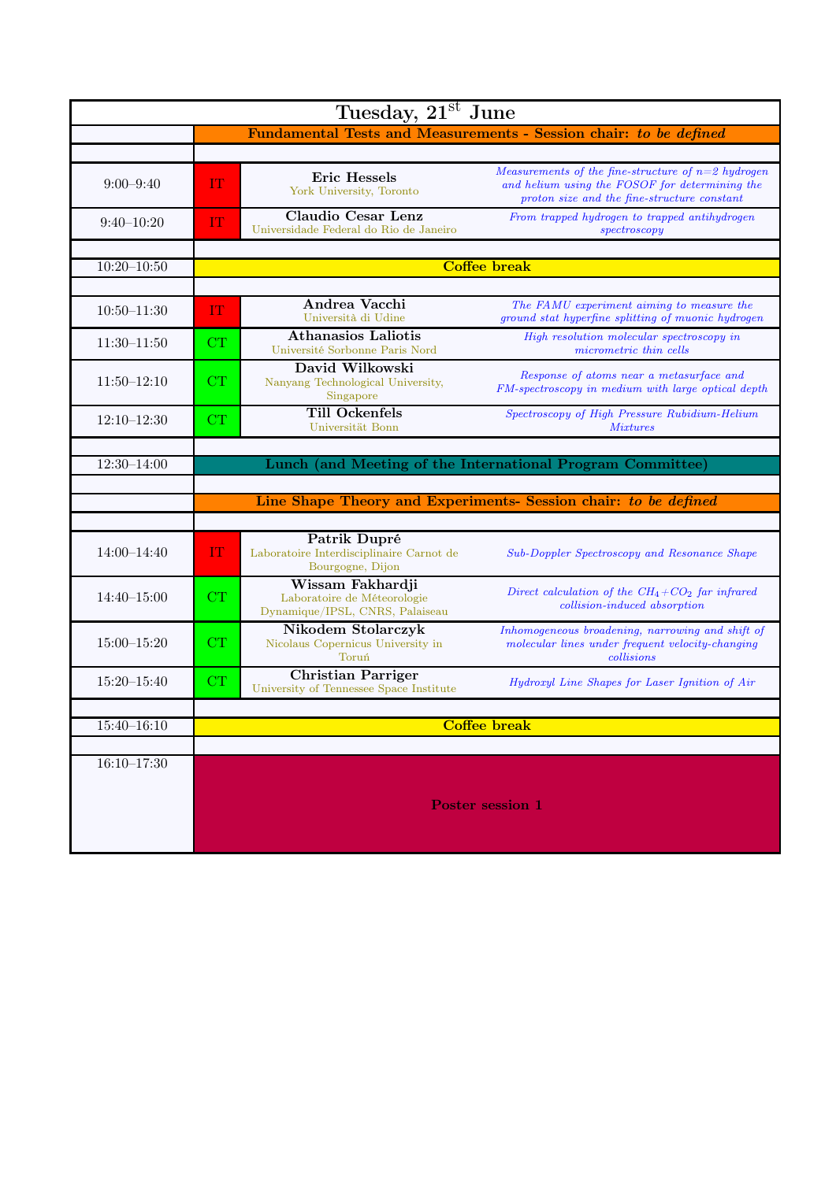# Tuesday, 21$^{st}$ June

| Time | Type | Speaker | Title |
| --- | --- | --- | --- |
| | | **Fundamental Tests and Measurements - Session chair:** ***to be defined*** | |
| 9:00–9:40 | IT | **Eric Hessels** York University, Toronto | *Measurements of the fine-structure of n=2 hydrogen and helium using the FOSOF for determining the proton size and the fine-structure constant* |
| 9:40–10:20 | IT | **Claudio Cesar Lenz** Universidade Federal do Rio de Janeiro | *From trapped hydrogen to trapped antihydrogen spectroscopy* |
| 10:20–10:50 | | **Coffee break** | |
| 10:50–11:30 | IT | **Andrea Vacchi** Università di Udine | *The FAMU experiment aiming to measure the ground stat hyperfine splitting of muonic hydrogen* |
| 11:30–11:50 | CT | **Athanasios Laliotis** Université Sorbonne Paris Nord | *High resolution molecular spectroscopy in micrometric thin cells* |
| 11:50–12:10 | CT | **David Wilkowski** Nanyang Technological University, Singapore | *Response of atoms near a metasurface and FM-spectroscopy in medium with large optical depth* |
| 12:10–12:30 | CT | **Till Ockenfels** Universität Bonn | *Spectroscopy of High Pressure Rubidium-Helium Mixtures* |
| 12:30–14:00 | | **Lunch (and Meeting of the International Program Committee)** | |
| | | **Line Shape Theory and Experiments- Session chair:** ***to be defined*** | |
| 14:00–14:40 | IT | **Patrik Dupré** Laboratoire Interdisciplinaire Carnot de Bourgogne, Dijon | *Sub-Doppler Spectroscopy and Resonance Shape* |
| 14:40–15:00 | CT | **Wissam Fakhardji** Laboratoire de Mételorologie Dynamique/IPSL, CNRS, Palaiseau | *Direct calculation of the $CH_4$+$CO_2$ far infrared collision-induced absorption* |
| 15:00–15:20 | CT | **Nikodem Stolarczyk** Nicolaus Copernicus University in Toruń | *Inhomogeneous broadening, narrowing and shift of molecular lines under frequent velocity-changing collisions* |
| 15:20–15:40 | CT | **Christian Parriger** University of Tennessee Space Institute | *Hydroxyl Line Shapes for Laser Ignition of Air* |
| 15:40–16:10 | | **Coffee break** | |
| 16:10–17:30 | | **Poster session 1** | |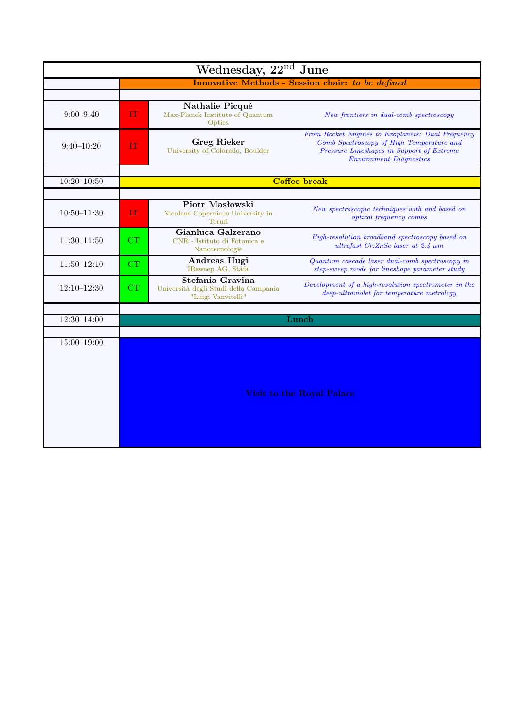## Wednesday, 22nd June

| Time | Type | Speaker | Title |
|---|---|---|---|
| | **Innovative Methods - Session chair:** ***to be defined*** | | |
| 9:00–9:40 | IT | **Nathalie Picqué**<br>Max-Planck Institute of Quantum Optics | *New frontiers in dual-comb spectroscopy* |
| 9:40–10:20 | IT | **Greg Rieker**<br>University of Colorado, Boulder | *From Rocket Engines to Exoplanets: Dual Frequency Comb Spectroscopy of High Temperature and Pressure Lineshapes in Support of Extreme Environment Diagnostics* |
| 10:20–10:50 | **Coffee break** | | |
| 10:50–11:30 | IT | **Piotr Masłowski**<br>Nicolaus Copernicus University in Toruń | *New spectroscopic techniques with and based on optical frequency combs* |
| 11:30–11:50 | CT | **Gianluca Galzerano**<br>CNR - Istituto di Fotonica e Nanotecnologie | *High-resolution broadband spectroscopy based on ultrafast Cr:ZnSe laser at 2.4 μm* |
| 11:50–12:10 | CT | **Andreas Hugi**<br>IRsweep AG, Stäfa | *Quantum cascade laser dual-comb spectroscopy in step-sweep mode for lineshape parameter study* |
| 12:10–12:30 | CT | **Stefania Gravina**<br>Università degli Studi della Campania "Luigi Vanvitelli" | *Development of a high-resolution spectrometer in the deep-ultraviolet for temperature metrology* |
| 12:30–14:00 | **Lunch** | | |
| 15:00–19:00 | **Visit to the Royal Palace** | | |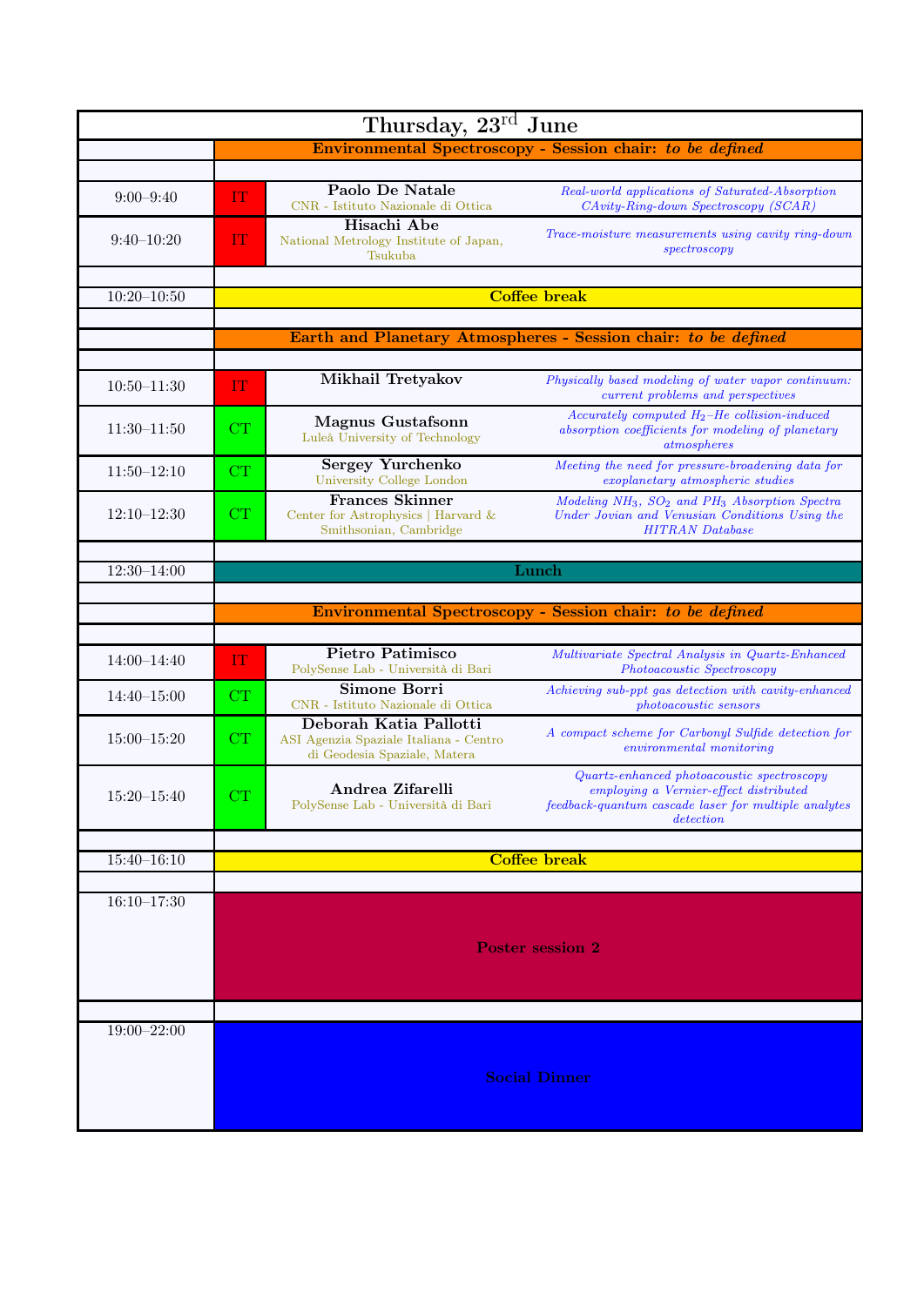# Thursday, 23rd June

| Time | Type | Speaker | Title |
|---|---|---|---|
| | **Environmental Spectroscopy - Session chair:** ***to be defined*** | | |
| 9:00–9:40 | IT | **Paolo De Natale**<br>CNR - Istituto Nazionale di Ottica | *Real-world applications of Saturated-Absorption CAvity-Ring-down Spectroscopy (SCAR)* |
| 9:40–10:20 | IT | **Hisachi Abe**<br>National Metrology Institute of Japan, Tsukuba | *Trace-moisture measurements using cavity ring-down spectroscopy* |
| 10:20–10:50 | **Coffee break** | | |
| | **Earth and Planetary Atmospheres - Session chair:** ***to be defined*** | | |
| 10:50–11:30 | IT | **Mikhail Tretyakov** | *Physically based modeling of water vapor continuum: current problems and perspectives* |
| 11:30–11:50 | CT | **Magnus Gustafsonn**<br>Luleå University of Technology | *Accurately computed $H_2$–He collision-induced absorption coefficients for modeling of planetary atmospheres* |
| 11:50–12:10 | CT | **Sergey Yurchenko**<br>University College London | *Meeting the need for pressure-broadening data for exoplanetary atmospheric studies* |
| 12:10–12:30 | CT | **Frances Skinner**<br>Center for Astrophysics \| Harvard & Smithsonian, Cambridge | *Modeling $NH_3$, $SO_2$ and $PH_3$ Absorption Spectra Under Jovian and Venusian Conditions Using the HITRAN Database* |
| 12:30–14:00 | **Lunch** | | |
| | **Environmental Spectroscopy - Session chair:** ***to be defined*** | | |
| 14:00–14:40 | IT | **Pietro Patimisco**<br>PolySense Lab - Università di Bari | *Multivariate Spectral Analysis in Quartz-Enhanced Photoacoustic Spectroscopy* |
| 14:40–15:00 | CT | **Simone Borri**<br>CNR - Istituto Nazionale di Ottica | *Achieving sub-ppt gas detection with cavity-enhanced photoacoustic sensors* |
| 15:00–15:20 | CT | **Deborah Katia Pallotti**<br>ASI Agenzia Spaziale Italiana - Centro di Geodesia Spaziale, Matera | *A compact scheme for Carbonyl Sulfide detection for environmental monitoring* |
| 15:20–15:40 | CT | **Andrea Zifarelli**<br>PolySense Lab - Università di Bari | *Quartz-enhanced photoacoustic spectroscopy employing a Vernier-effect distributed feedback-quantum cascade laser for multiple analytes detection* |
| 15:40–16:10 | **Coffee break** | | |
| 16:10–17:30 | **Poster session 2** | | |
| 19:00–22:00 | **Social Dinner** | | |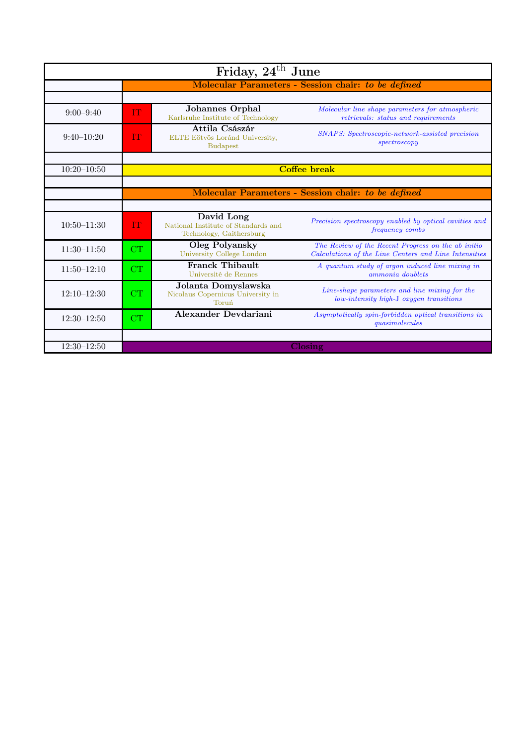# Friday, 24th June

| | | | |
|---|---|---|---|
| | **Molecular Parameters - Session chair: *to be defined*** | | |
| | | | |
| 9:00–9:40 | IT | **Johannes Orphal** Karlsruhe Institute of Technology | *Molecular line shape parameters for atmospheric retrievals: status and requirements* |
| 9:40–10:20 | IT | **Attila Császár** ELTE Eötvös Loránd University, Budapest | *SNAPS: Spectroscopic-network-assisted precision spectroscopy* |
| | | | |
| 10:20–10:50 | **Coffee break** | | |
| | | | |
| | **Molecular Parameters - Session chair: *to be defined*** | | |
| | | | |
| 10:50–11:30 | IT | **David Long** National Institute of Standards and Technology, Gaithersburg | *Precision spectroscopy enabled by optical cavities and frequency combs* |
| 11:30–11:50 | CT | **Oleg Polyansky** University College London | *The Review of the Recent Progress on the ab initio Calculations of the Line Centers and Line Intensities* |
| 11:50–12:10 | CT | **Franck Thibault** Université de Rennes | *A quantum study of argon induced line mixing in ammonia doublets* |
| 12:10–12:30 | CT | **Jolanta Domyslawska** Nicolaus Copernicus University in Toruń | *Line-shape parameters and line mixing for the low-intensity high-J oxygen transitions* |
| 12:30–12:50 | CT | **Alexander Devdariani** | *Asymptotically spin-forbidden optical transitions in quasimolecules* |
| | | | |
| 12:30–12:50 | **Closing** | | |